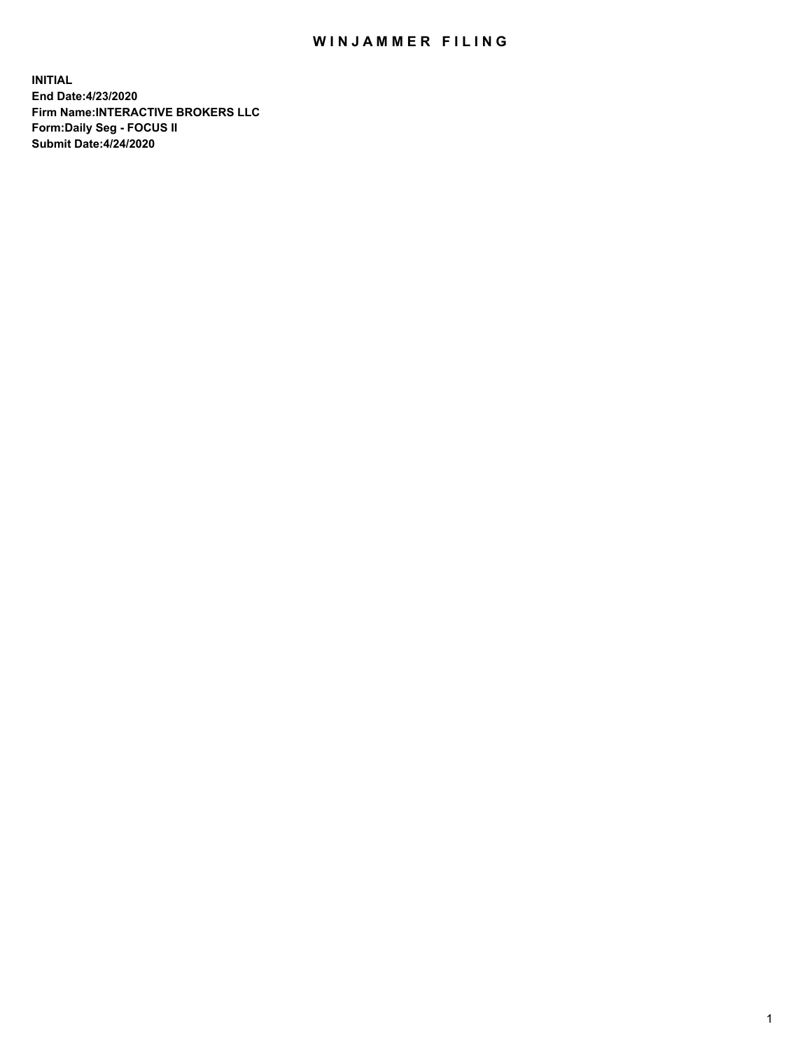# WINJAMMER FILING

**INITIAL**
**End Date:4/23/2020**
**Firm Name:INTERACTIVE BROKERS LLC**
**Form:Daily Seg - FOCUS II**
**Submit Date:4/24/2020**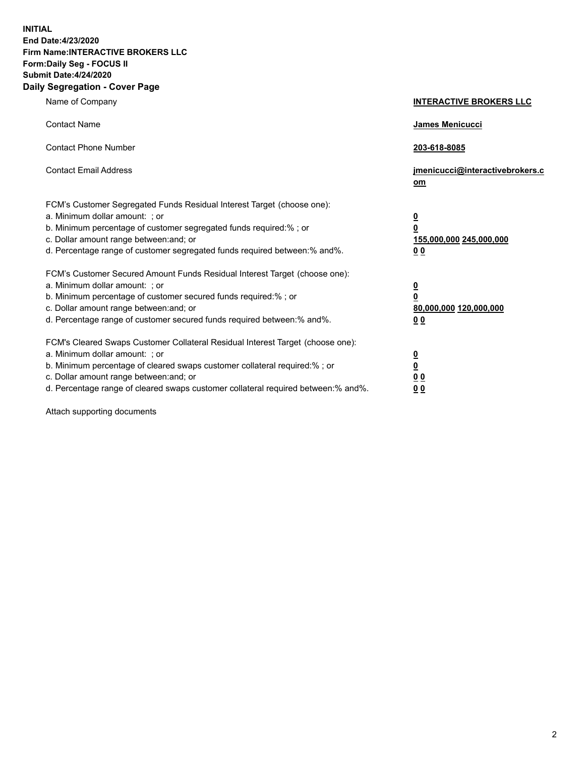**INITIAL**
**End Date:4/23/2020**
**Firm Name:INTERACTIVE BROKERS LLC**
**Form:Daily Seg - FOCUS II**
**Submit Date:4/24/2020**

## Daily Segregation - Cover Page

| | |
|---|---|
| Name of Company | **INTERACTIVE BROKERS LLC** |
| Contact Name | **James Menicucci** |
| Contact Phone Number | **203-618-8085** |
| Contact Email Address | **jmenicucci@interactivebrokers.com** |

FCM's Customer Segregated Funds Residual Interest Target (choose one):

| | |
|---|---|
| a. Minimum dollar amount: ; or | **0** |
| b. Minimum percentage of customer segregated funds required:% ; or | **0** |
| c. Dollar amount range between:and; or | **155,000,000 245,000,000** |
| d. Percentage range of customer segregated funds required between:% and%. | **0 0** |

FCM's Customer Secured Amount Funds Residual Interest Target (choose one):

| | |
|---|---|
| a. Minimum dollar amount: ; or | **0** |
| b. Minimum percentage of customer secured funds required:% ; or | **0** |
| c. Dollar amount range between:and; or | **80,000,000 120,000,000** |
| d. Percentage range of customer secured funds required between:% and%. | **0 0** |

FCM's Cleared Swaps Customer Collateral Residual Interest Target (choose one):

| | |
|---|---|
| a. Minimum dollar amount: ; or | **0** |
| b. Minimum percentage of cleared swaps customer collateral required:% ; or | **0** |
| c. Dollar amount range between:and; or | **0 0** |
| d. Percentage range of cleared swaps customer collateral required between:% and%. | **0 0** |

Attach supporting documents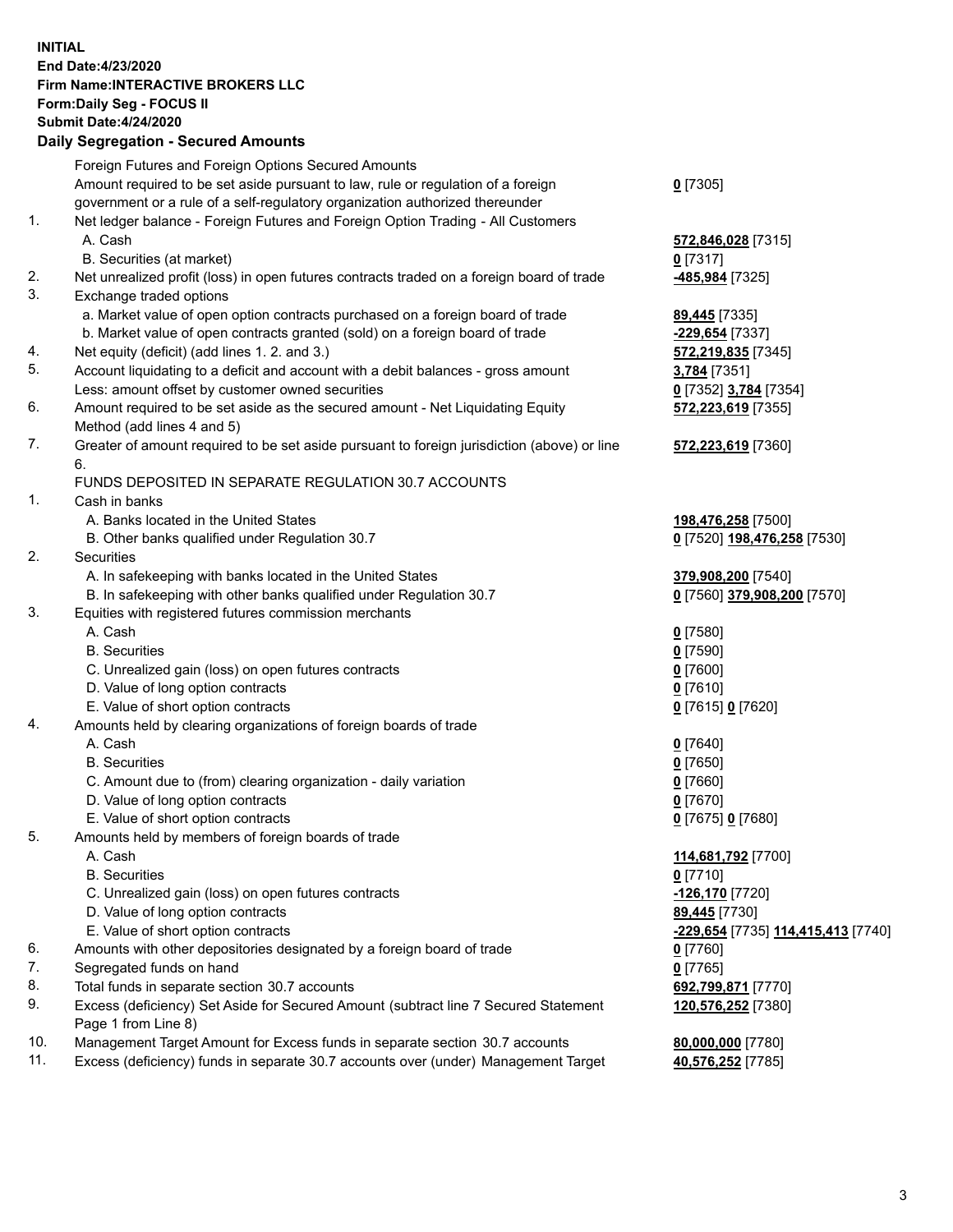**INITIAL**
**End Date:4/23/2020**
**Firm Name:INTERACTIVE BROKERS LLC**
**Form:Daily Seg - FOCUS II**
**Submit Date:4/24/2020**

**Daily Segregation - Secured Amounts**

| | | |
|---|---|---|
| | Foreign Futures and Foreign Options Secured Amounts | |
| | Amount required to be set aside pursuant to law, rule or regulation of a foreign government or a rule of a self-regulatory organization authorized thereunder | **0** [7305] |
| 1. | Net ledger balance - Foreign Futures and Foreign Option Trading - All Customers | |
| | A. Cash | **572,846,028** [7315] |
| | B. Securities (at market) | **0** [7317] |
| 2. | Net unrealized profit (loss) in open futures contracts traded on a foreign board of trade | **-485,984** [7325] |
| 3. | Exchange traded options | |
| | a. Market value of open option contracts purchased on a foreign board of trade | **89,445** [7335] |
| | b. Market value of open contracts granted (sold) on a foreign board of trade | **-229,654** [7337] |
| 4. | Net equity (deficit) (add lines 1. 2. and 3.) | **572,219,835** [7345] |
| 5. | Account liquidating to a deficit and account with a debit balances - gross amount | **3,784** [7351] |
| | Less: amount offset by customer owned securities | **0** [7352] **3,784** [7354] |
| 6. | Amount required to be set aside as the secured amount - Net Liquidating Equity Method (add lines 4 and 5) | **572,223,619** [7355] |
| 7. | Greater of amount required to be set aside pursuant to foreign jurisdiction (above) or line 6. | **572,223,619** [7360] |
| | FUNDS DEPOSITED IN SEPARATE REGULATION 30.7 ACCOUNTS | |
| 1. | Cash in banks | |
| | A. Banks located in the United States | **198,476,258** [7500] |
| | B. Other banks qualified under Regulation 30.7 | **0** [7520] **198,476,258** [7530] |
| 2. | Securities | |
| | A. In safekeeping with banks located in the United States | **379,908,200** [7540] |
| | B. In safekeeping with other banks qualified under Regulation 30.7 | **0** [7560] **379,908,200** [7570] |
| 3. | Equities with registered futures commission merchants | |
| | A. Cash | **0** [7580] |
| | B. Securities | **0** [7590] |
| | C. Unrealized gain (loss) on open futures contracts | **0** [7600] |
| | D. Value of long option contracts | **0** [7610] |
| | E. Value of short option contracts | **0** [7615] **0** [7620] |
| 4. | Amounts held by clearing organizations of foreign boards of trade | |
| | A. Cash | **0** [7640] |
| | B. Securities | **0** [7650] |
| | C. Amount due to (from) clearing organization - daily variation | **0** [7660] |
| | D. Value of long option contracts | **0** [7670] |
| | E. Value of short option contracts | **0** [7675] **0** [7680] |
| 5. | Amounts held by members of foreign boards of trade | |
| | A. Cash | **114,681,792** [7700] |
| | B. Securities | **0** [7710] |
| | C. Unrealized gain (loss) on open futures contracts | **-126,170** [7720] |
| | D. Value of long option contracts | **89,445** [7730] |
| | E. Value of short option contracts | **-229,654** [7735] **114,415,413** [7740] |
| 6. | Amounts with other depositories designated by a foreign board of trade | **0** [7760] |
| 7. | Segregated funds on hand | **0** [7765] |
| 8. | Total funds in separate section 30.7 accounts | **692,799,871** [7770] |
| 9. | Excess (deficiency) Set Aside for Secured Amount (subtract line 7 Secured Statement Page 1 from Line 8) | **120,576,252** [7380] |
| 10. | Management Target Amount for Excess funds in separate section 30.7 accounts | **80,000,000** [7780] |
| 11. | Excess (deficiency) funds in separate 30.7 accounts over (under) Management Target | **40,576,252** [7785] |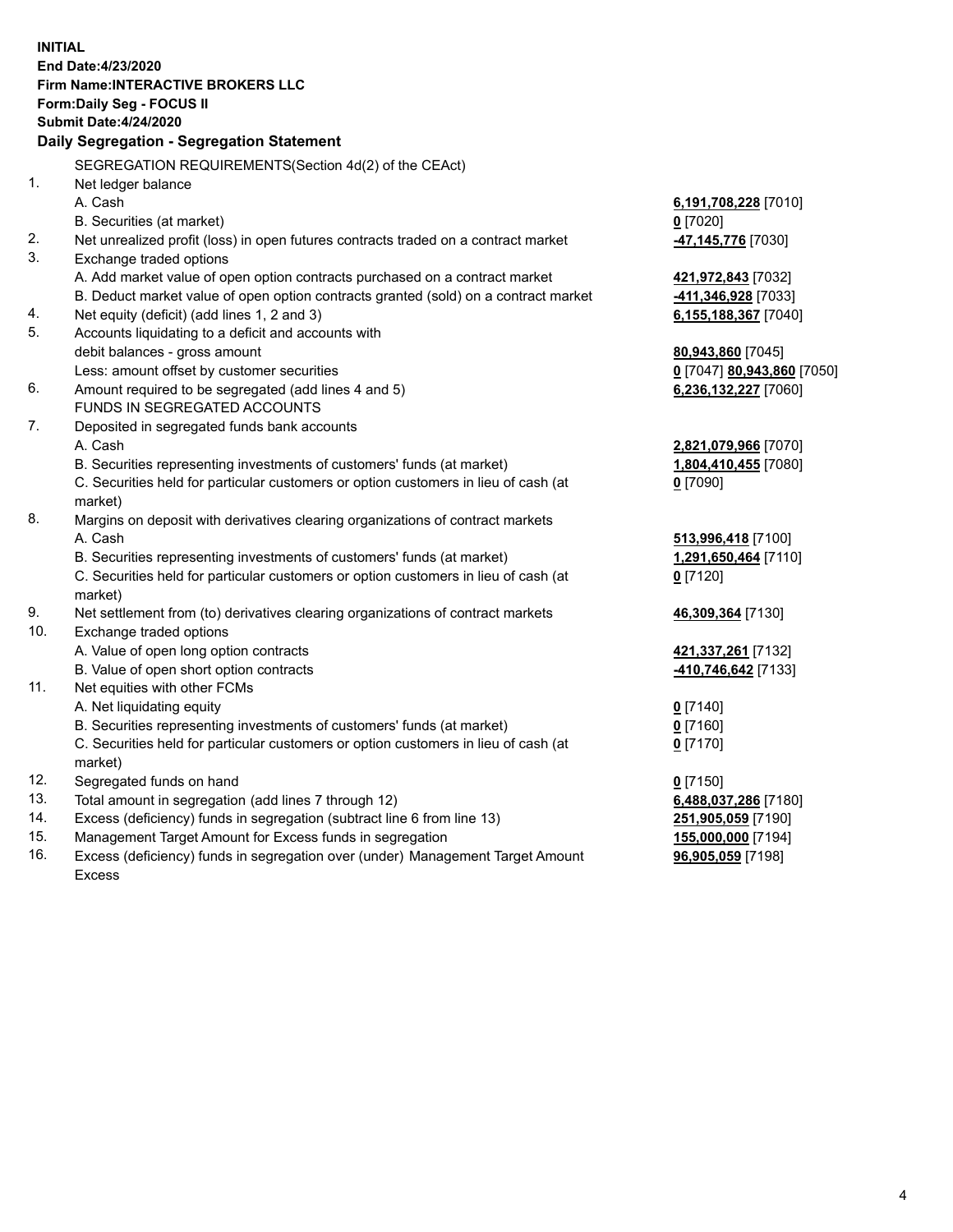**INITIAL**
**End Date:4/23/2020**
**Firm Name:INTERACTIVE BROKERS LLC**
**Form:Daily Seg - FOCUS II**
**Submit Date:4/24/2020**

**Daily Segregation - Segregation Statement**

| | | |
|---|---|---|
| | SEGREGATION REQUIREMENTS(Section 4d(2) of the CEAct) | |
| 1. | Net ledger balance | |
| | A. Cash | **6,191,708,228** [7010] |
| | B. Securities (at market) | **0** [7020] |
| 2. | Net unrealized profit (loss) in open futures contracts traded on a contract market | **-47,145,776** [7030] |
| 3. | Exchange traded options | |
| | A. Add market value of open option contracts purchased on a contract market | **421,972,843** [7032] |
| | B. Deduct market value of open option contracts granted (sold) on a contract market | **-411,346,928** [7033] |
| 4. | Net equity (deficit) (add lines 1, 2 and 3) | **6,155,188,367** [7040] |
| 5. | Accounts liquidating to a deficit and accounts with | |
| | debit balances - gross amount | **80,943,860** [7045] |
| | Less: amount offset by customer securities | **0** [7047] **80,943,860** [7050] |
| 6. | Amount required to be segregated (add lines 4 and 5) | **6,236,132,227** [7060] |
| | FUNDS IN SEGREGATED ACCOUNTS | |
| 7. | Deposited in segregated funds bank accounts | |
| | A. Cash | **2,821,079,966** [7070] |
| | B. Securities representing investments of customers' funds (at market) | **1,804,410,455** [7080] |
| | C. Securities held for particular customers or option customers in lieu of cash (at market) | **0** [7090] |
| 8. | Margins on deposit with derivatives clearing organizations of contract markets | |
| | A. Cash | **513,996,418** [7100] |
| | B. Securities representing investments of customers' funds (at market) | **1,291,650,464** [7110] |
| | C. Securities held for particular customers or option customers in lieu of cash (at market) | **0** [7120] |
| 9. | Net settlement from (to) derivatives clearing organizations of contract markets | **46,309,364** [7130] |
| 10. | Exchange traded options | |
| | A. Value of open long option contracts | **421,337,261** [7132] |
| | B. Value of open short option contracts | **-410,746,642** [7133] |
| 11. | Net equities with other FCMs | |
| | A. Net liquidating equity | **0** [7140] |
| | B. Securities representing investments of customers' funds (at market) | **0** [7160] |
| | C. Securities held for particular customers or option customers in lieu of cash (at market) | **0** [7170] |
| 12. | Segregated funds on hand | **0** [7150] |
| 13. | Total amount in segregation (add lines 7 through 12) | **6,488,037,286** [7180] |
| 14. | Excess (deficiency) funds in segregation (subtract line 6 from line 13) | **251,905,059** [7190] |
| 15. | Management Target Amount for Excess funds in segregation | **155,000,000** [7194] |
| 16. | Excess (deficiency) funds in segregation over (under) Management Target Amount Excess | **96,905,059** [7198] |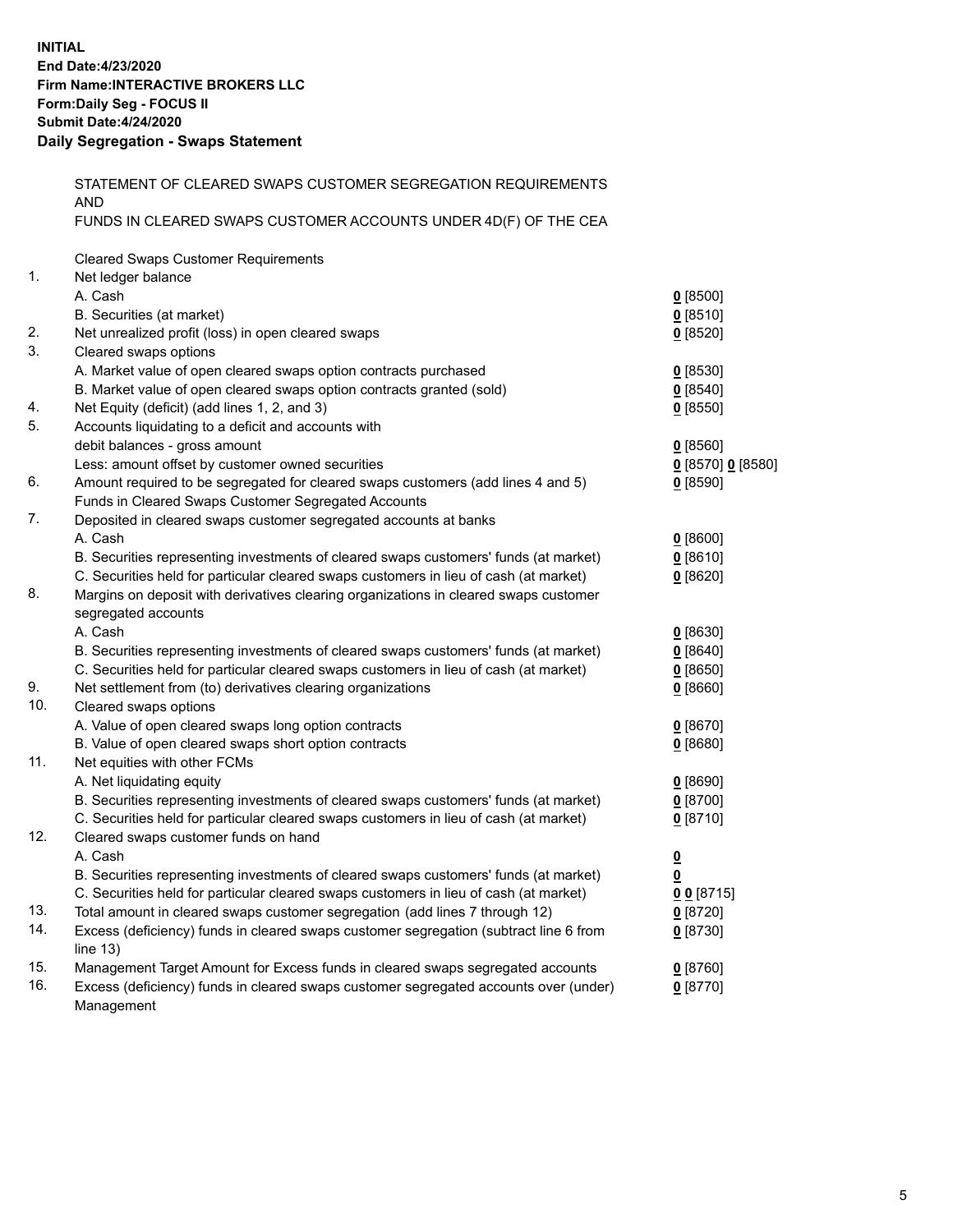**INITIAL**
**End Date:4/23/2020**
**Firm Name:INTERACTIVE BROKERS LLC**
**Form:Daily Seg - FOCUS II**
**Submit Date:4/24/2020**
**Daily Segregation - Swaps Statement**

STATEMENT OF CLEARED SWAPS CUSTOMER SEGREGATION REQUIREMENTS AND FUNDS IN CLEARED SWAPS CUSTOMER ACCOUNTS UNDER 4D(F) OF THE CEA

| | | |
|---|---|---|
| | Cleared Swaps Customer Requirements | |
| 1. | Net ledger balance | |
| | A. Cash | 0 [8500] |
| | B. Securities (at market) | 0 [8510] |
| 2. | Net unrealized profit (loss) in open cleared swaps | 0 [8520] |
| 3. | Cleared swaps options | |
| | A. Market value of open cleared swaps option contracts purchased | 0 [8530] |
| | B. Market value of open cleared swaps option contracts granted (sold) | 0 [8540] |
| 4. | Net Equity (deficit) (add lines 1, 2, and 3) | 0 [8550] |
| 5. | Accounts liquidating to a deficit and accounts with debit balances - gross amount | 0 [8560] |
| | Less: amount offset by customer owned securities | 0 [8570] 0 [8580] |
| 6. | Amount required to be segregated for cleared swaps customers (add lines 4 and 5) | 0 [8590] |
| | Funds in Cleared Swaps Customer Segregated Accounts | |
| 7. | Deposited in cleared swaps customer segregated accounts at banks | |
| | A. Cash | 0 [8600] |
| | B. Securities representing investments of cleared swaps customers' funds (at market) | 0 [8610] |
| | C. Securities held for particular cleared swaps customers in lieu of cash (at market) | 0 [8620] |
| 8. | Margins on deposit with derivatives clearing organizations in cleared swaps customer segregated accounts | |
| | A. Cash | 0 [8630] |
| | B. Securities representing investments of cleared swaps customers' funds (at market) | 0 [8640] |
| | C. Securities held for particular cleared swaps customers in lieu of cash (at market) | 0 [8650] |
| 9. | Net settlement from (to) derivatives clearing organizations | 0 [8660] |
| 10. | Cleared swaps options | |
| | A. Value of open cleared swaps long option contracts | 0 [8670] |
| | B. Value of open cleared swaps short option contracts | 0 [8680] |
| 11. | Net equities with other FCMs | |
| | A. Net liquidating equity | 0 [8690] |
| | B. Securities representing investments of cleared swaps customers' funds (at market) | 0 [8700] |
| | C. Securities held for particular cleared swaps customers in lieu of cash (at market) | 0 [8710] |
| 12. | Cleared swaps customer funds on hand | |
| | A. Cash | 0 |
| | B. Securities representing investments of cleared swaps customers' funds (at market) | 0 |
| | C. Securities held for particular cleared swaps customers in lieu of cash (at market) | 0 0 [8715] |
| 13. | Total amount in cleared swaps customer segregation (add lines 7 through 12) | 0 [8720] |
| 14. | Excess (deficiency) funds in cleared swaps customer segregation (subtract line 6 from line 13) | 0 [8730] |
| 15. | Management Target Amount for Excess funds in cleared swaps segregated accounts | 0 [8760] |
| 16. | Excess (deficiency) funds in cleared swaps customer segregated accounts over (under) Management | 0 [8770] |